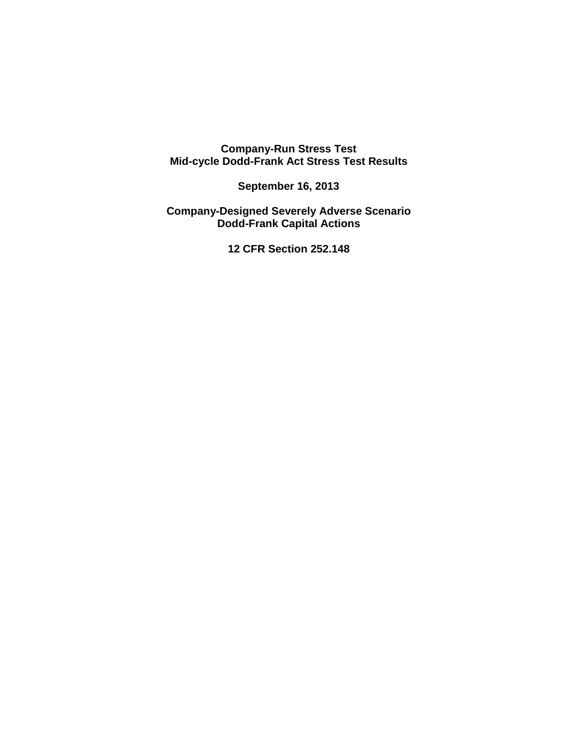**Company-Run Stress Test**
**Mid-cycle Dodd-Frank Act Stress Test Results**

**September 16, 2013**

**Company-Designed Severely Adverse Scenario**
**Dodd-Frank Capital Actions**

**12 CFR Section 252.148**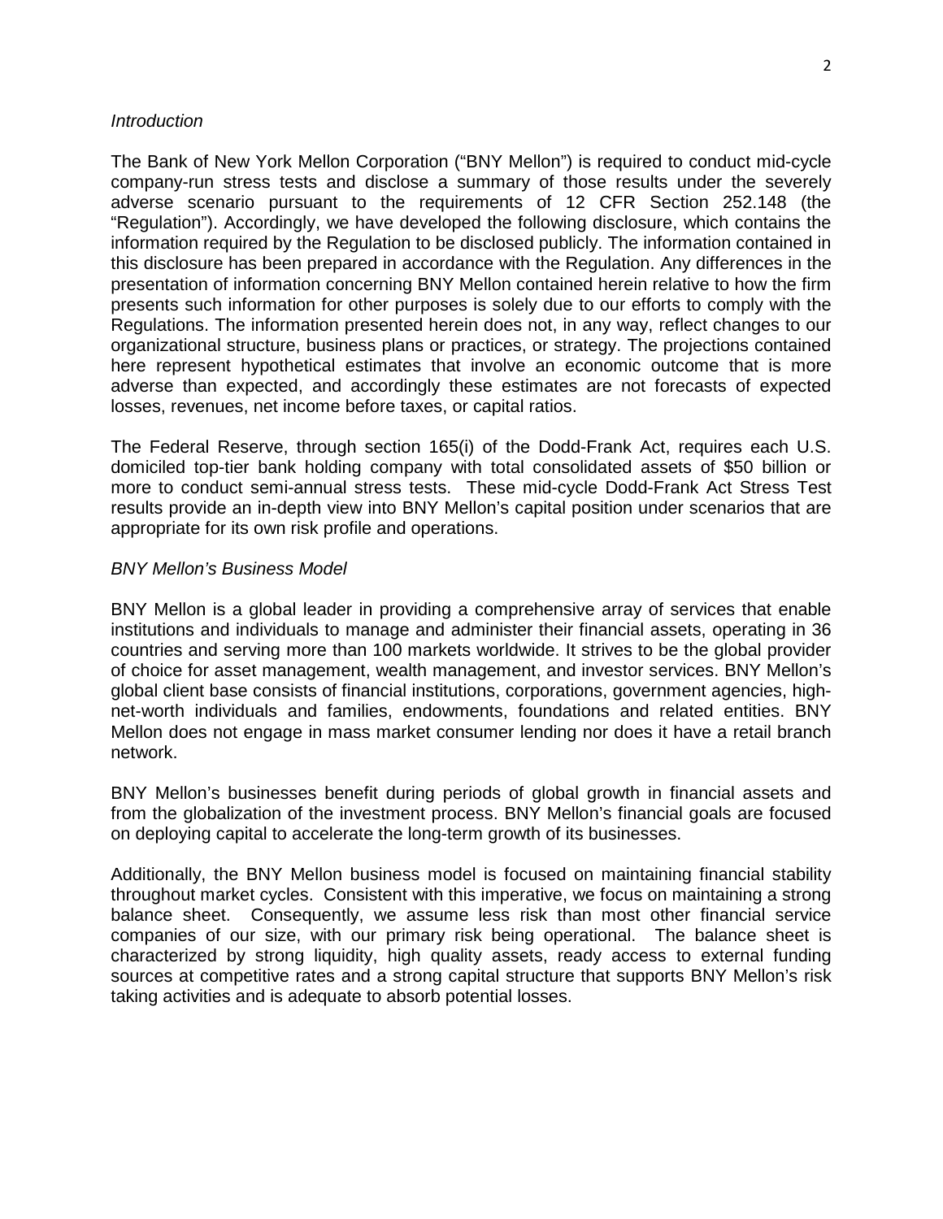*Introduction*

The Bank of New York Mellon Corporation ("BNY Mellon") is required to conduct mid-cycle company-run stress tests and disclose a summary of those results under the severely adverse scenario pursuant to the requirements of 12 CFR Section 252.148 (the "Regulation"). Accordingly, we have developed the following disclosure, which contains the information required by the Regulation to be disclosed publicly. The information contained in this disclosure has been prepared in accordance with the Regulation. Any differences in the presentation of information concerning BNY Mellon contained herein relative to how the firm presents such information for other purposes is solely due to our efforts to comply with the Regulations. The information presented herein does not, in any way, reflect changes to our organizational structure, business plans or practices, or strategy. The projections contained here represent hypothetical estimates that involve an economic outcome that is more adverse than expected, and accordingly these estimates are not forecasts of expected losses, revenues, net income before taxes, or capital ratios.

The Federal Reserve, through section 165(i) of the Dodd-Frank Act, requires each U.S. domiciled top-tier bank holding company with total consolidated assets of $50 billion or more to conduct semi-annual stress tests. These mid-cycle Dodd-Frank Act Stress Test results provide an in-depth view into BNY Mellon's capital position under scenarios that are appropriate for its own risk profile and operations.

*BNY Mellon's Business Model*

BNY Mellon is a global leader in providing a comprehensive array of services that enable institutions and individuals to manage and administer their financial assets, operating in 36 countries and serving more than 100 markets worldwide. It strives to be the global provider of choice for asset management, wealth management, and investor services. BNY Mellon's global client base consists of financial institutions, corporations, government agencies, high-net-worth individuals and families, endowments, foundations and related entities. BNY Mellon does not engage in mass market consumer lending nor does it have a retail branch network.

BNY Mellon's businesses benefit during periods of global growth in financial assets and from the globalization of the investment process. BNY Mellon's financial goals are focused on deploying capital to accelerate the long-term growth of its businesses.

Additionally, the BNY Mellon business model is focused on maintaining financial stability throughout market cycles. Consistent with this imperative, we focus on maintaining a strong balance sheet. Consequently, we assume less risk than most other financial service companies of our size, with our primary risk being operational. The balance sheet is characterized by strong liquidity, high quality assets, ready access to external funding sources at competitive rates and a strong capital structure that supports BNY Mellon's risk taking activities and is adequate to absorb potential losses.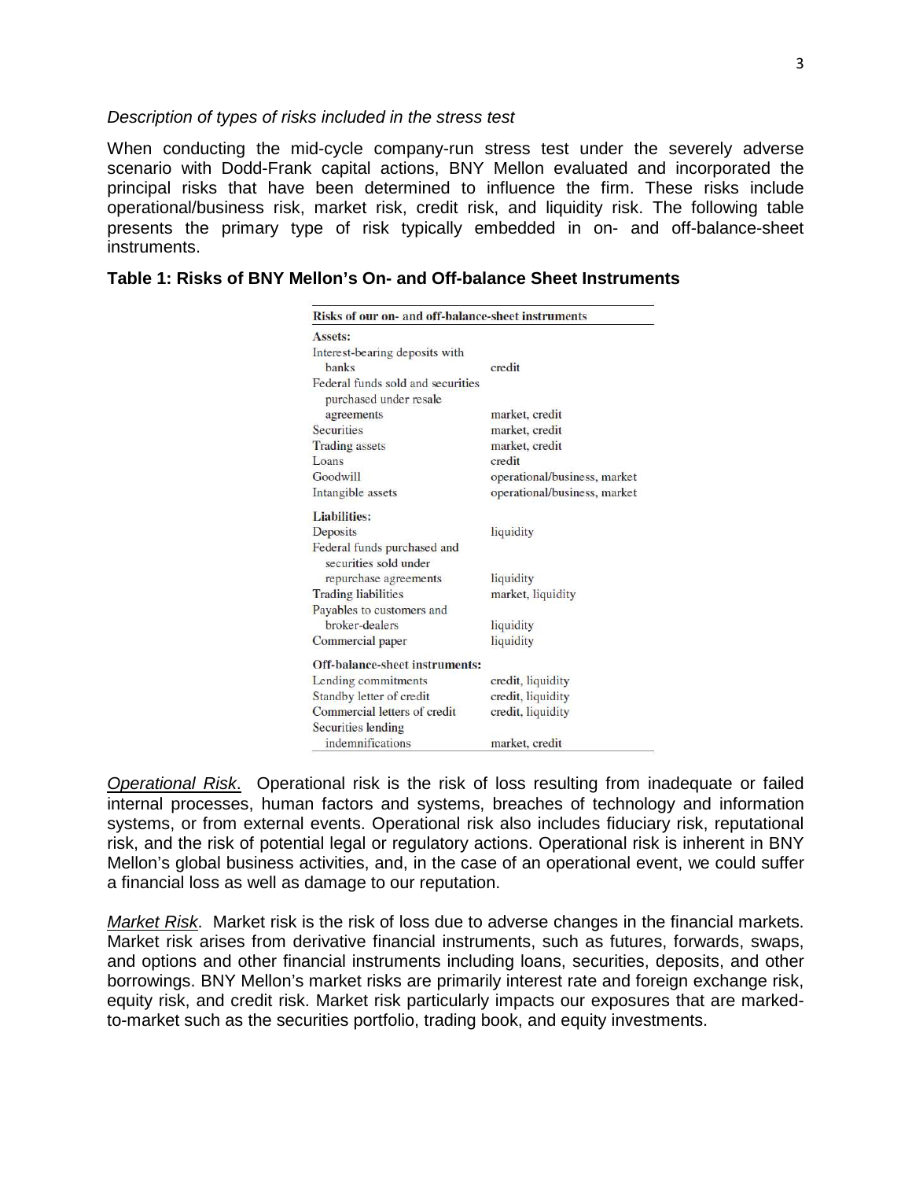*Description of types of risks included in the stress test*

When conducting the mid-cycle company-run stress test under the severely adverse scenario with Dodd-Frank capital actions, BNY Mellon evaluated and incorporated the principal risks that have been determined to influence the firm. These risks include operational/business risk, market risk, credit risk, and liquidity risk. The following table presents the primary type of risk typically embedded in on- and off-balance-sheet instruments.

**Table 1: Risks of BNY Mellon's On- and Off-balance Sheet Instruments**

| Risks of our on- and off-balance-sheet instruments | |
|---|---|
| **Assets:** | |
| Interest-bearing deposits with banks | credit |
| Federal funds sold and securities purchased under resale agreements | market, credit |
| Securities | market, credit |
| Trading assets | market, credit |
| Loans | credit |
| Goodwill | operational/business, market |
| Intangible assets | operational/business, market |
| **Liabilities:** | |
| Deposits | liquidity |
| Federal funds purchased and securities sold under repurchase agreements | liquidity |
| Trading liabilities | market, liquidity |
| Payables to customers and broker-dealers | liquidity |
| Commercial paper | liquidity |
| **Off-balance-sheet instruments:** | |
| Lending commitments | credit, liquidity |
| Standby letter of credit | credit, liquidity |
| Commercial letters of credit | credit, liquidity |
| Securities lending indemnifications | market, credit |

*Operational Risk*. Operational risk is the risk of loss resulting from inadequate or failed internal processes, human factors and systems, breaches of technology and information systems, or from external events. Operational risk also includes fiduciary risk, reputational risk, and the risk of potential legal or regulatory actions. Operational risk is inherent in BNY Mellon's global business activities, and, in the case of an operational event, we could suffer a financial loss as well as damage to our reputation.

*Market Risk*. Market risk is the risk of loss due to adverse changes in the financial markets. Market risk arises from derivative financial instruments, such as futures, forwards, swaps, and options and other financial instruments including loans, securities, deposits, and other borrowings. BNY Mellon's market risks are primarily interest rate and foreign exchange risk, equity risk, and credit risk. Market risk particularly impacts our exposures that are marked-to-market such as the securities portfolio, trading book, and equity investments.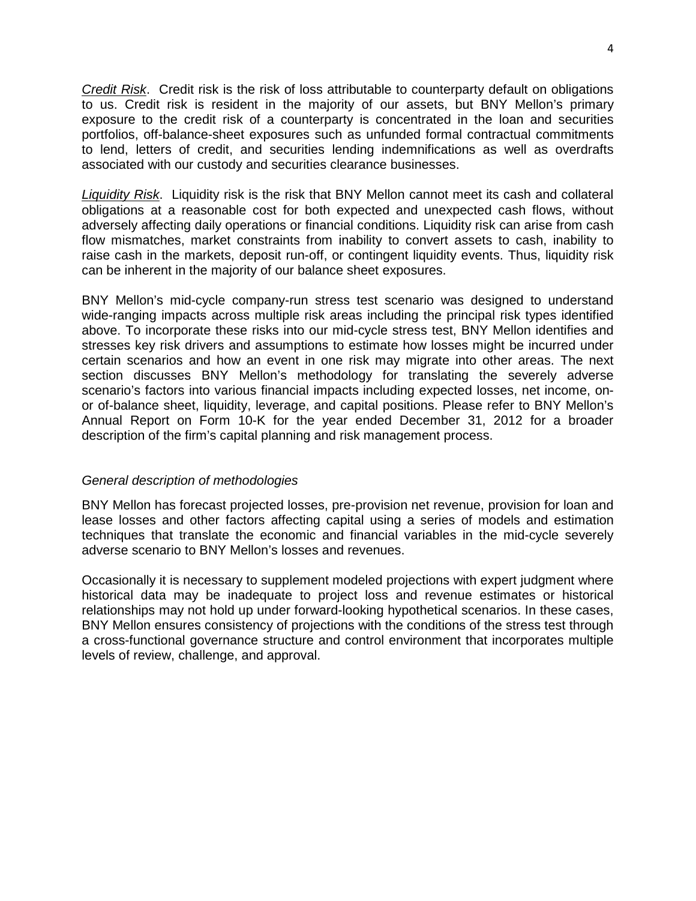*Credit Risk*. Credit risk is the risk of loss attributable to counterparty default on obligations to us. Credit risk is resident in the majority of our assets, but BNY Mellon's primary exposure to the credit risk of a counterparty is concentrated in the loan and securities portfolios, off-balance-sheet exposures such as unfunded formal contractual commitments to lend, letters of credit, and securities lending indemnifications as well as overdrafts associated with our custody and securities clearance businesses.

*Liquidity Risk*. Liquidity risk is the risk that BNY Mellon cannot meet its cash and collateral obligations at a reasonable cost for both expected and unexpected cash flows, without adversely affecting daily operations or financial conditions. Liquidity risk can arise from cash flow mismatches, market constraints from inability to convert assets to cash, inability to raise cash in the markets, deposit run-off, or contingent liquidity events. Thus, liquidity risk can be inherent in the majority of our balance sheet exposures.

BNY Mellon's mid-cycle company-run stress test scenario was designed to understand wide-ranging impacts across multiple risk areas including the principal risk types identified above. To incorporate these risks into our mid-cycle stress test, BNY Mellon identifies and stresses key risk drivers and assumptions to estimate how losses might be incurred under certain scenarios and how an event in one risk may migrate into other areas. The next section discusses BNY Mellon's methodology for translating the severely adverse scenario's factors into various financial impacts including expected losses, net income, on- or of-balance sheet, liquidity, leverage, and capital positions. Please refer to BNY Mellon's Annual Report on Form 10-K for the year ended December 31, 2012 for a broader description of the firm's capital planning and risk management process.

*General description of methodologies*

BNY Mellon has forecast projected losses, pre-provision net revenue, provision for loan and lease losses and other factors affecting capital using a series of models and estimation techniques that translate the economic and financial variables in the mid-cycle severely adverse scenario to BNY Mellon's losses and revenues.

Occasionally it is necessary to supplement modeled projections with expert judgment where historical data may be inadequate to project loss and revenue estimates or historical relationships may not hold up under forward-looking hypothetical scenarios. In these cases, BNY Mellon ensures consistency of projections with the conditions of the stress test through a cross-functional governance structure and control environment that incorporates multiple levels of review, challenge, and approval.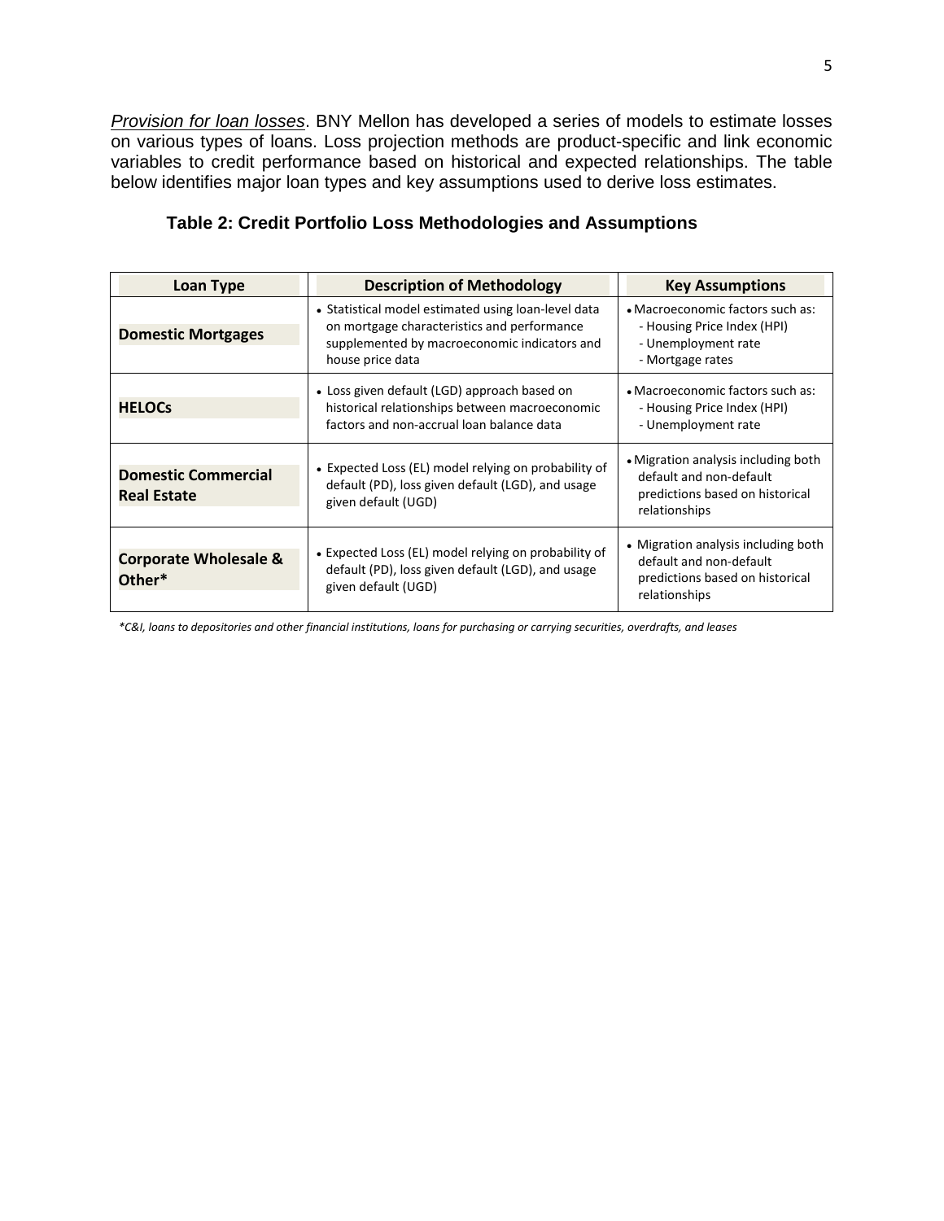*Provision for loan losses*. BNY Mellon has developed a series of models to estimate losses on various types of loans. Loss projection methods are product-specific and link economic variables to credit performance based on historical and expected relationships. The table below identifies major loan types and key assumptions used to derive loss estimates.

**Table 2: Credit Portfolio Loss Methodologies and Assumptions**

| Loan Type | Description of Methodology | Key Assumptions |
|---|---|---|
| **Domestic Mortgages** | • Statistical model estimated using loan-level data on mortgage characteristics and performance supplemented by macroeconomic indicators and house price data | • Macroeconomic factors such as:<br>- Housing Price Index (HPI)<br>- Unemployment rate<br>- Mortgage rates |
| **HELOCs** | • Loss given default (LGD) approach based on historical relationships between macroeconomic factors and non-accrual loan balance data | • Macroeconomic factors such as:<br>- Housing Price Index (HPI)<br>- Unemployment rate |
| **Domestic Commercial Real Estate** | • Expected Loss (EL) model relying on probability of default (PD), loss given default (LGD), and usage given default (UGD) | • Migration analysis including both default and non-default predictions based on historical relationships |
| **Corporate Wholesale & Other*** | • Expected Loss (EL) model relying on probability of default (PD), loss given default (LGD), and usage given default (UGD) | • Migration analysis including both default and non-default predictions based on historical relationships |

*\*C&I, loans to depositories and other financial institutions, loans for purchasing or carrying securities, overdrafts, and leases*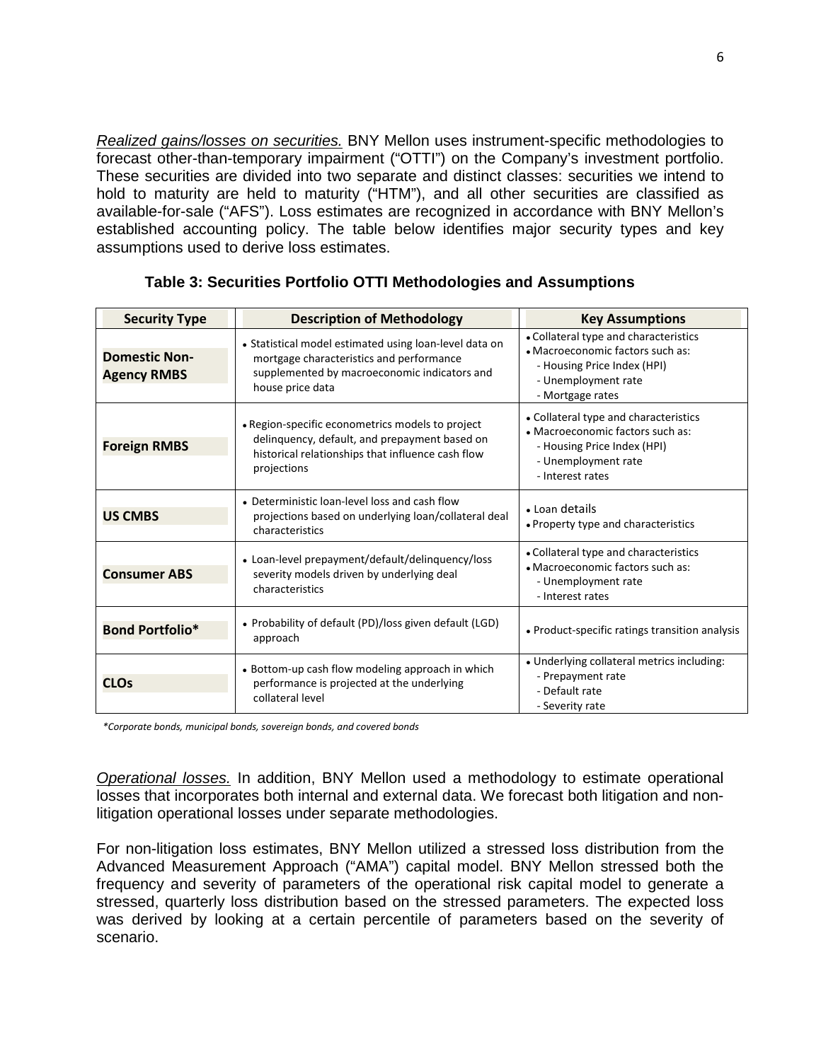*Realized gains/losses on securities.* BNY Mellon uses instrument-specific methodologies to forecast other-than-temporary impairment ("OTTI") on the Company's investment portfolio. These securities are divided into two separate and distinct classes: securities we intend to hold to maturity are held to maturity ("HTM"), and all other securities are classified as available-for-sale ("AFS"). Loss estimates are recognized in accordance with BNY Mellon's established accounting policy. The table below identifies major security types and key assumptions used to derive loss estimates.

**Table 3: Securities Portfolio OTTI Methodologies and Assumptions**

| Security Type | Description of Methodology | Key Assumptions |
|---|---|---|
| **Domestic Non-Agency RMBS** | • Statistical model estimated using loan-level data on mortgage characteristics and performance supplemented by macroeconomic indicators and house price data | • Collateral type and characteristics<br>• Macroeconomic factors such as:<br>- Housing Price Index (HPI)<br>- Unemployment rate<br>- Mortgage rates |
| **Foreign RMBS** | • Region-specific econometrics models to project delinquency, default, and prepayment based on historical relationships that influence cash flow projections | • Collateral type and characteristics<br>• Macroeconomic factors such as:<br>- Housing Price Index (HPI)<br>- Unemployment rate<br>- Interest rates |
| **US CMBS** | • Deterministic loan-level loss and cash flow projections based on underlying loan/collateral deal characteristics | • Loan details<br>• Property type and characteristics |
| **Consumer ABS** | • Loan-level prepayment/default/delinquency/loss severity models driven by underlying deal characteristics | • Collateral type and characteristics<br>• Macroeconomic factors such as:<br>- Unemployment rate<br>- Interest rates |
| **Bond Portfolio*** | • Probability of default (PD)/loss given default (LGD) approach | • Product-specific ratings transition analysis |
| **CLOs** | • Bottom-up cash flow modeling approach in which performance is projected at the underlying collateral level | • Underlying collateral metrics including:<br>- Prepayment rate<br>- Default rate<br>- Severity rate |

*\*Corporate bonds, municipal bonds, sovereign bonds, and covered bonds*

*Operational losses.* In addition, BNY Mellon used a methodology to estimate operational losses that incorporates both internal and external data. We forecast both litigation and non-litigation operational losses under separate methodologies.

For non-litigation loss estimates, BNY Mellon utilized a stressed loss distribution from the Advanced Measurement Approach ("AMA") capital model. BNY Mellon stressed both the frequency and severity of parameters of the operational risk capital model to generate a stressed, quarterly loss distribution based on the stressed parameters. The expected loss was derived by looking at a certain percentile of parameters based on the severity of scenario.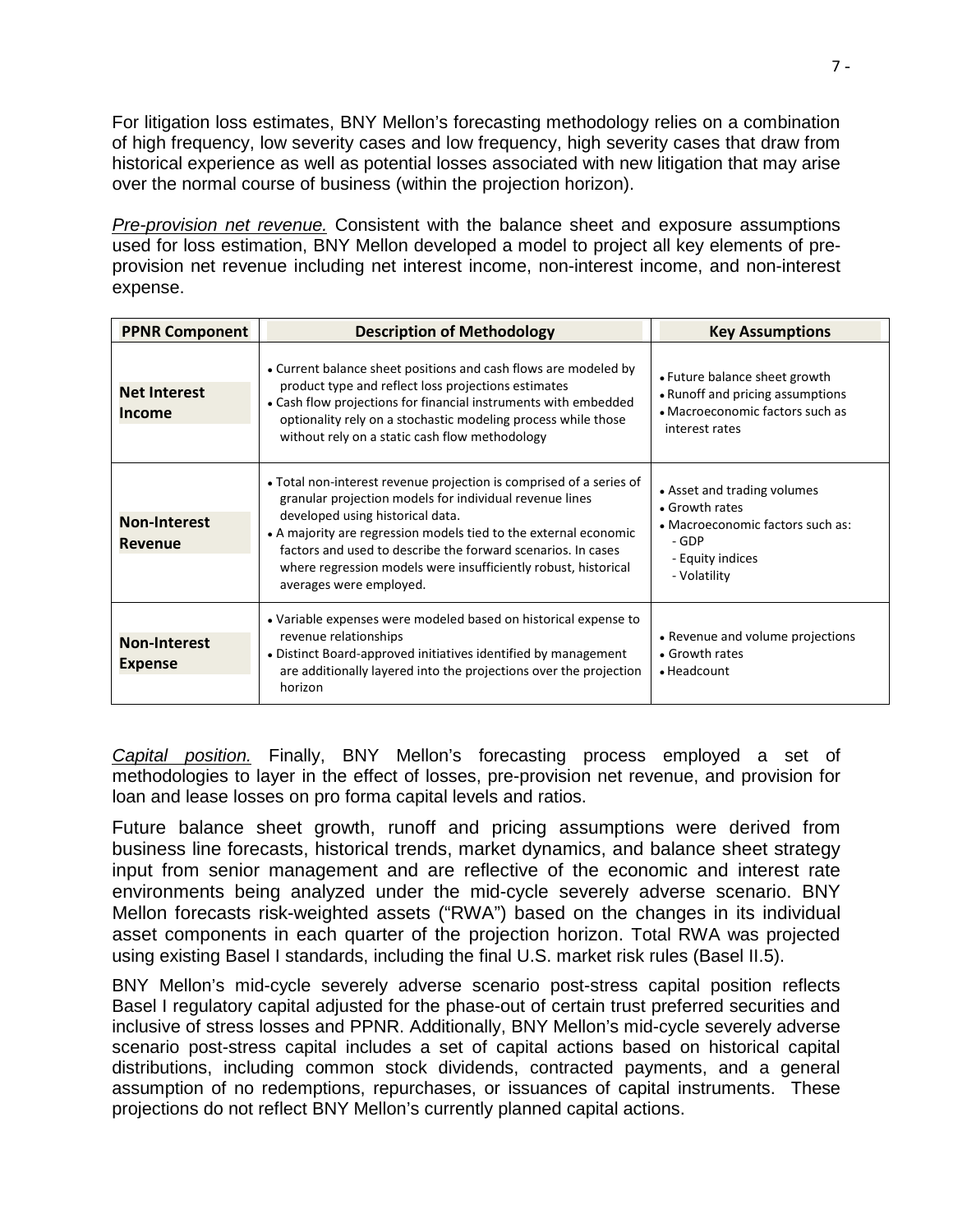For litigation loss estimates, BNY Mellon's forecasting methodology relies on a combination of high frequency, low severity cases and low frequency, high severity cases that draw from historical experience as well as potential losses associated with new litigation that may arise over the normal course of business (within the projection horizon).

*Pre-provision net revenue.* Consistent with the balance sheet and exposure assumptions used for loss estimation, BNY Mellon developed a model to project all key elements of pre-provision net revenue including net interest income, non-interest income, and non-interest expense.

| PPNR Component | Description of Methodology | Key Assumptions |
| --- | --- | --- |
| **Net Interest Income** | • Current balance sheet positions and cash flows are modeled by product type and reflect loss projections estimates<br>• Cash flow projections for financial instruments with embedded optionality rely on a stochastic modeling process while those without rely on a static cash flow methodology | • Future balance sheet growth<br>• Runoff and pricing assumptions<br>• Macroeconomic factors such as interest rates |
| **Non-Interest Revenue** | • Total non-interest revenue projection is comprised of a series of granular projection models for individual revenue lines developed using historical data.<br>• A majority are regression models tied to the external economic factors and used to describe the forward scenarios. In cases where regression models were insufficiently robust, historical averages were employed. | • Asset and trading volumes<br>• Growth rates<br>• Macroeconomic factors such as:<br>- GDP<br>- Equity indices<br>- Volatility |
| **Non-Interest Expense** | • Variable expenses were modeled based on historical expense to revenue relationships<br>• Distinct Board-approved initiatives identified by management are additionally layered into the projections over the projection horizon | • Revenue and volume projections<br>• Growth rates<br>• Headcount |

*Capital position.* Finally, BNY Mellon's forecasting process employed a set of methodologies to layer in the effect of losses, pre-provision net revenue, and provision for loan and lease losses on pro forma capital levels and ratios.

Future balance sheet growth, runoff and pricing assumptions were derived from business line forecasts, historical trends, market dynamics, and balance sheet strategy input from senior management and are reflective of the economic and interest rate environments being analyzed under the mid-cycle severely adverse scenario. BNY Mellon forecasts risk-weighted assets ("RWA") based on the changes in its individual asset components in each quarter of the projection horizon. Total RWA was projected using existing Basel I standards, including the final U.S. market risk rules (Basel II.5).

BNY Mellon's mid-cycle severely adverse scenario post-stress capital position reflects Basel I regulatory capital adjusted for the phase-out of certain trust preferred securities and inclusive of stress losses and PPNR. Additionally, BNY Mellon's mid-cycle severely adverse scenario post-stress capital includes a set of capital actions based on historical capital distributions, including common stock dividends, contracted payments, and a general assumption of no redemptions, repurchases, or issuances of capital instruments. These projections do not reflect BNY Mellon's currently planned capital actions.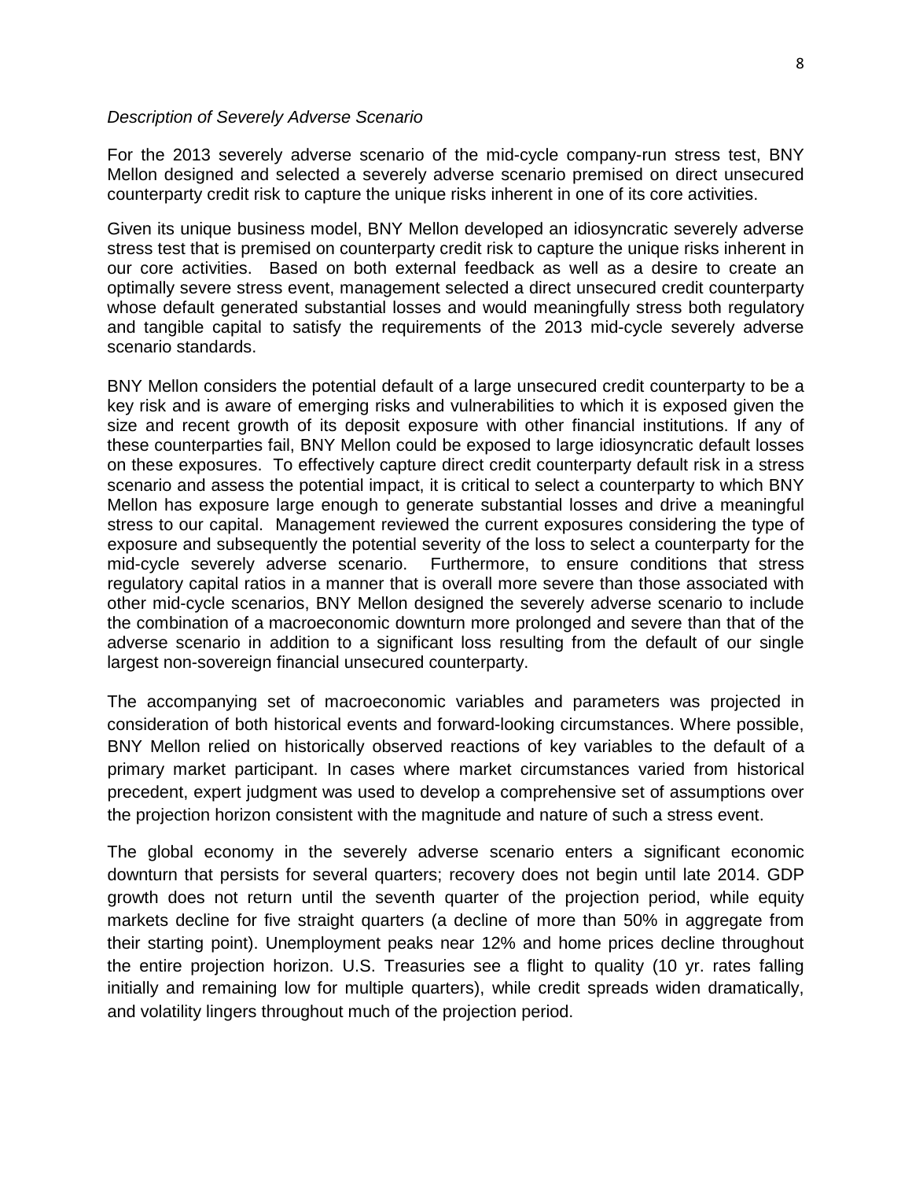*Description of Severely Adverse Scenario*

For the 2013 severely adverse scenario of the mid-cycle company-run stress test, BNY Mellon designed and selected a severely adverse scenario premised on direct unsecured counterparty credit risk to capture the unique risks inherent in one of its core activities.

Given its unique business model, BNY Mellon developed an idiosyncratic severely adverse stress test that is premised on counterparty credit risk to capture the unique risks inherent in our core activities. Based on both external feedback as well as a desire to create an optimally severe stress event, management selected a direct unsecured credit counterparty whose default generated substantial losses and would meaningfully stress both regulatory and tangible capital to satisfy the requirements of the 2013 mid-cycle severely adverse scenario standards.

BNY Mellon considers the potential default of a large unsecured credit counterparty to be a key risk and is aware of emerging risks and vulnerabilities to which it is exposed given the size and recent growth of its deposit exposure with other financial institutions. If any of these counterparties fail, BNY Mellon could be exposed to large idiosyncratic default losses on these exposures. To effectively capture direct credit counterparty default risk in a stress scenario and assess the potential impact, it is critical to select a counterparty to which BNY Mellon has exposure large enough to generate substantial losses and drive a meaningful stress to our capital. Management reviewed the current exposures considering the type of exposure and subsequently the potential severity of the loss to select a counterparty for the mid-cycle severely adverse scenario. Furthermore, to ensure conditions that stress regulatory capital ratios in a manner that is overall more severe than those associated with other mid-cycle scenarios, BNY Mellon designed the severely adverse scenario to include the combination of a macroeconomic downturn more prolonged and severe than that of the adverse scenario in addition to a significant loss resulting from the default of our single largest non-sovereign financial unsecured counterparty.

The accompanying set of macroeconomic variables and parameters was projected in consideration of both historical events and forward-looking circumstances. Where possible, BNY Mellon relied on historically observed reactions of key variables to the default of a primary market participant. In cases where market circumstances varied from historical precedent, expert judgment was used to develop a comprehensive set of assumptions over the projection horizon consistent with the magnitude and nature of such a stress event.

The global economy in the severely adverse scenario enters a significant economic downturn that persists for several quarters; recovery does not begin until late 2014. GDP growth does not return until the seventh quarter of the projection period, while equity markets decline for five straight quarters (a decline of more than 50% in aggregate from their starting point). Unemployment peaks near 12% and home prices decline throughout the entire projection horizon. U.S. Treasuries see a flight to quality (10 yr. rates falling initially and remaining low for multiple quarters), while credit spreads widen dramatically, and volatility lingers throughout much of the projection period.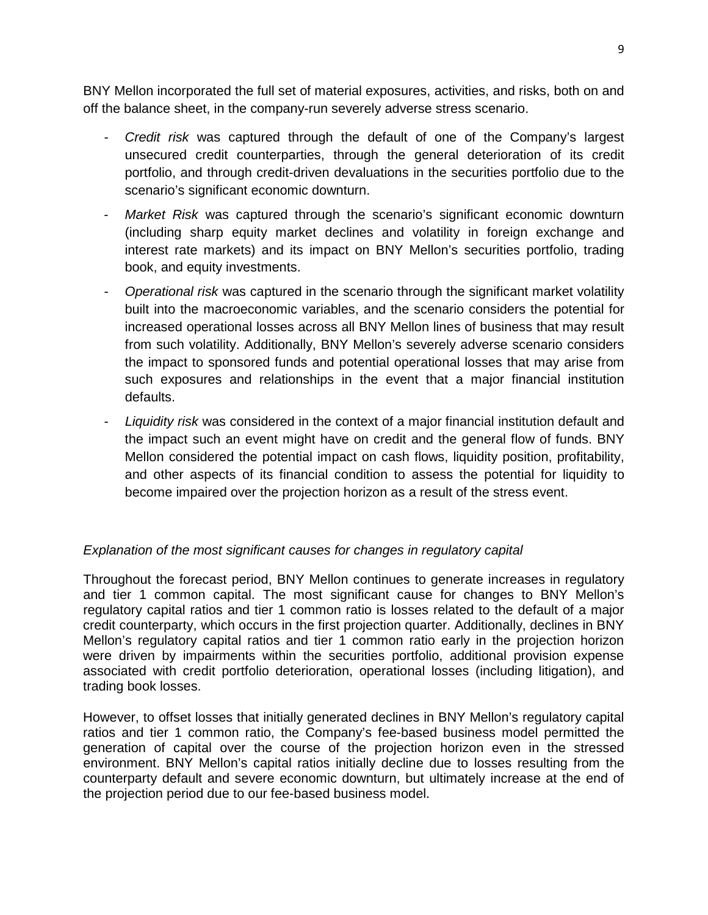BNY Mellon incorporated the full set of material exposures, activities, and risks, both on and off the balance sheet, in the company-run severely adverse stress scenario.

- *Credit risk* was captured through the default of one of the Company's largest unsecured credit counterparties, through the general deterioration of its credit portfolio, and through credit-driven devaluations in the securities portfolio due to the scenario's significant economic downturn.
- *Market Risk* was captured through the scenario's significant economic downturn (including sharp equity market declines and volatility in foreign exchange and interest rate markets) and its impact on BNY Mellon's securities portfolio, trading book, and equity investments.
- *Operational risk* was captured in the scenario through the significant market volatility built into the macroeconomic variables, and the scenario considers the potential for increased operational losses across all BNY Mellon lines of business that may result from such volatility. Additionally, BNY Mellon's severely adverse scenario considers the impact to sponsored funds and potential operational losses that may arise from such exposures and relationships in the event that a major financial institution defaults.
- *Liquidity risk* was considered in the context of a major financial institution default and the impact such an event might have on credit and the general flow of funds. BNY Mellon considered the potential impact on cash flows, liquidity position, profitability, and other aspects of its financial condition to assess the potential for liquidity to become impaired over the projection horizon as a result of the stress event.

*Explanation of the most significant causes for changes in regulatory capital*

Throughout the forecast period, BNY Mellon continues to generate increases in regulatory and tier 1 common capital. The most significant cause for changes to BNY Mellon's regulatory capital ratios and tier 1 common ratio is losses related to the default of a major credit counterparty, which occurs in the first projection quarter. Additionally, declines in BNY Mellon's regulatory capital ratios and tier 1 common ratio early in the projection horizon were driven by impairments within the securities portfolio, additional provision expense associated with credit portfolio deterioration, operational losses (including litigation), and trading book losses.

However, to offset losses that initially generated declines in BNY Mellon's regulatory capital ratios and tier 1 common ratio, the Company's fee-based business model permitted the generation of capital over the course of the projection horizon even in the stressed environment. BNY Mellon's capital ratios initially decline due to losses resulting from the counterparty default and severe economic downturn, but ultimately increase at the end of the projection period due to our fee-based business model.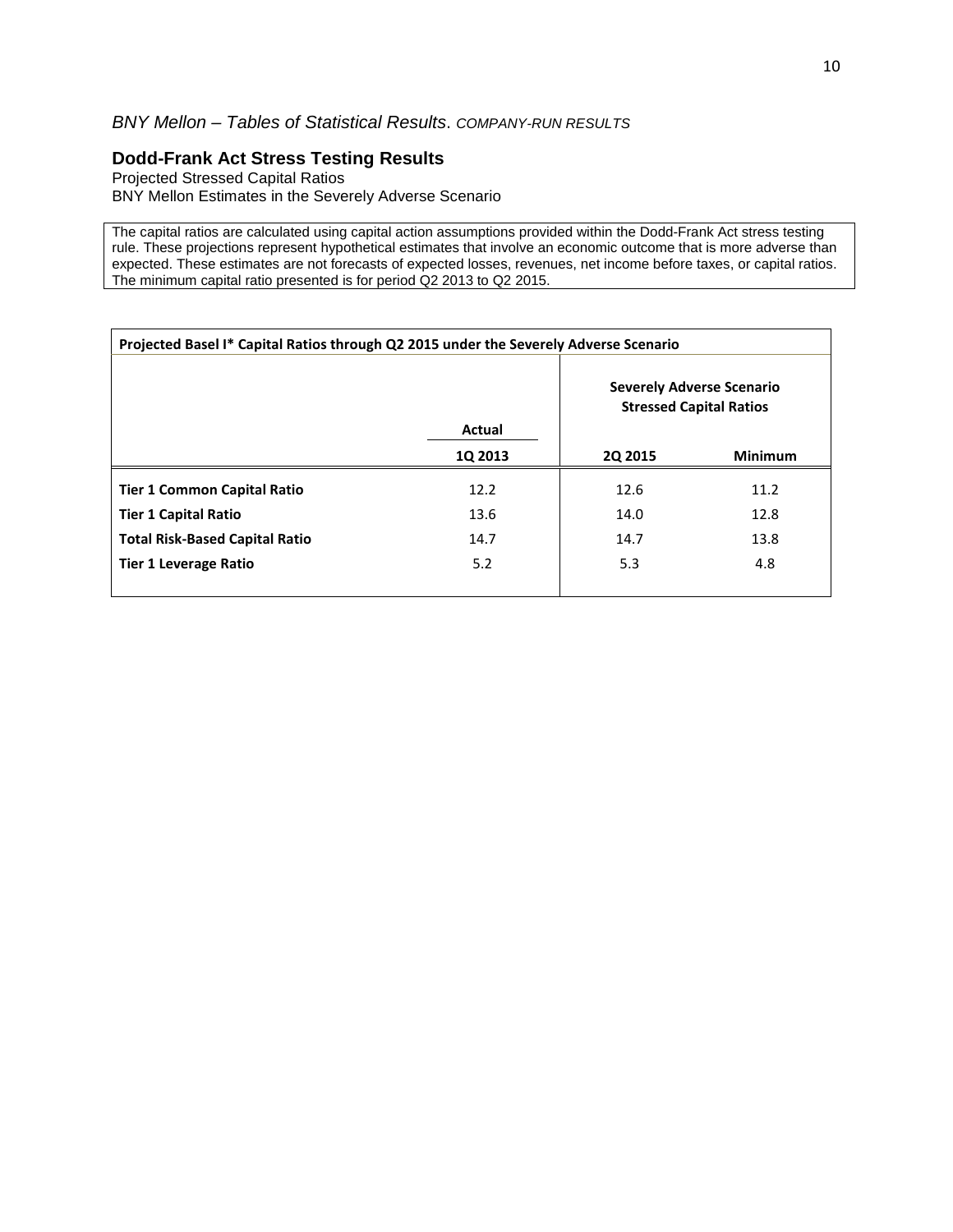*BNY Mellon – Tables of Statistical Results. COMPANY-RUN RESULTS*

## Dodd-Frank Act Stress Testing Results

Projected Stressed Capital Ratios
BNY Mellon Estimates in the Severely Adverse Scenario

The capital ratios are calculated using capital action assumptions provided within the Dodd-Frank Act stress testing rule. These projections represent hypothetical estimates that involve an economic outcome that is more adverse than expected. These estimates are not forecasts of expected losses, revenues, net income before taxes, or capital ratios. The minimum capital ratio presented is for period Q2 2013 to Q2 2015.

**Projected Basel I* Capital Ratios through Q2 2015 under the Severely Adverse Scenario**

| | Actual | Severely Adverse Scenario Stressed Capital Ratios | |
|---|---|---|---|
| | **1Q 2013** | **2Q 2015** | **Minimum** |
| **Tier 1 Common Capital Ratio** | 12.2 | 12.6 | 11.2 |
| **Tier 1 Capital Ratio** | 13.6 | 14.0 | 12.8 |
| **Total Risk-Based Capital Ratio** | 14.7 | 14.7 | 13.8 |
| **Tier 1 Leverage Ratio** | 5.2 | 5.3 | 4.8 |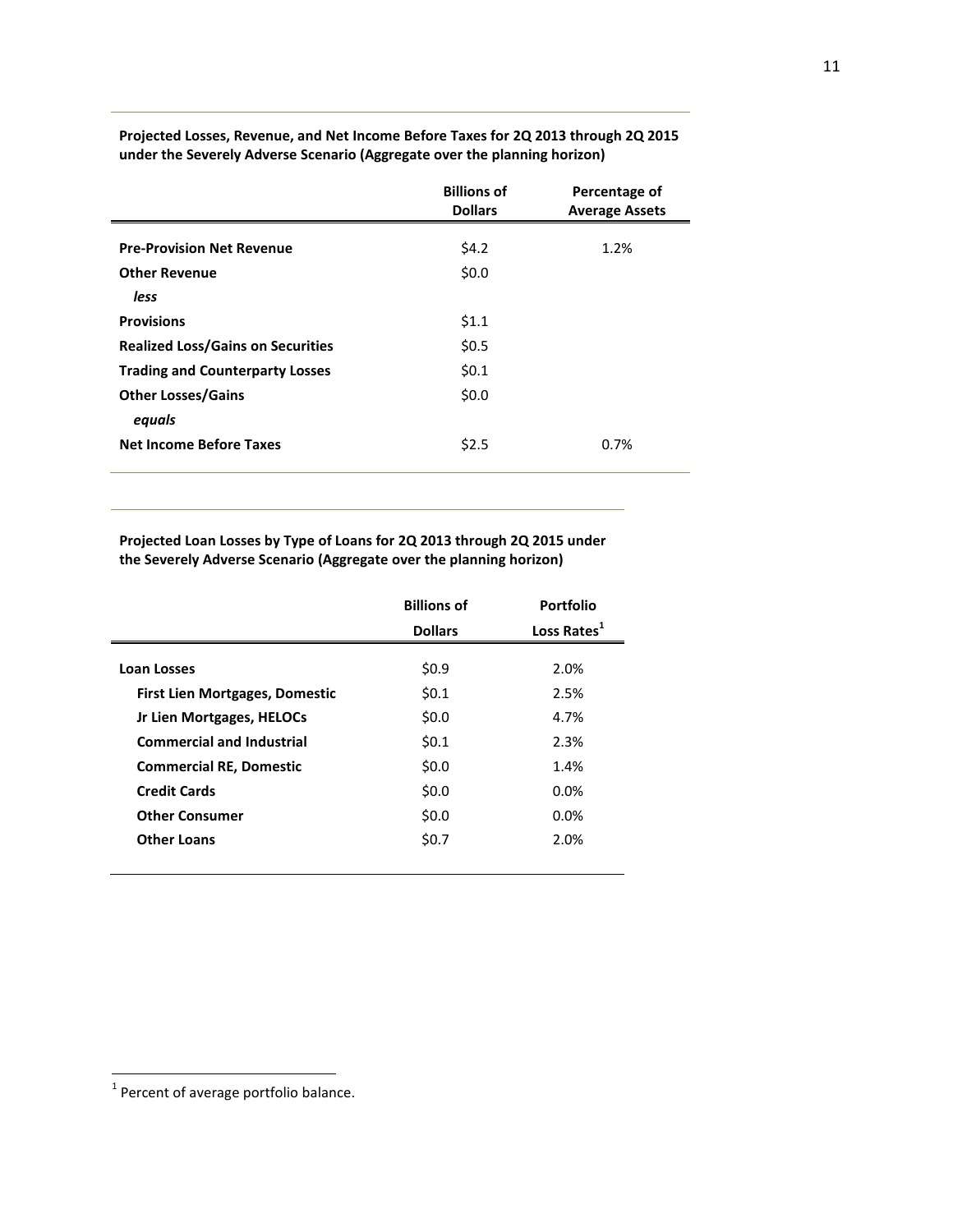**Projected Losses, Revenue, and Net Income Before Taxes for 2Q 2013 through 2Q 2015 under the Severely Adverse Scenario (Aggregate over the planning horizon)**

| | Billions of Dollars | Percentage of Average Assets |
|---|---|---|
| **Pre-Provision Net Revenue** | $4.2 | 1.2% |
| **Other Revenue** | $0.0 | |
| ***less*** | | |
| **Provisions** | $1.1 | |
| **Realized Loss/Gains on Securities** | $0.5 | |
| **Trading and Counterparty Losses** | $0.1 | |
| **Other Losses/Gains** | $0.0 | |
| ***equals*** | | |
| **Net Income Before Taxes** | $2.5 | 0.7% |

**Projected Loan Losses by Type of Loans for 2Q 2013 through 2Q 2015 under the Severely Adverse Scenario (Aggregate over the planning horizon)**

| | Billions of Dollars | Portfolio Loss Rates[1] |
|---|---|---|
| **Loan Losses** | $0.9 | 2.0% |
| **First Lien Mortgages, Domestic** | $0.1 | 2.5% |
| **Jr Lien Mortgages, HELOCs** | $0.0 | 4.7% |
| **Commercial and Industrial** | $0.1 | 2.3% |
| **Commercial RE, Domestic** | $0.0 | 1.4% |
| **Credit Cards** | $0.0 | 0.0% |
| **Other Consumer** | $0.0 | 0.0% |
| **Other Loans** | $0.7 | 2.0% |

[1] Percent of average portfolio balance.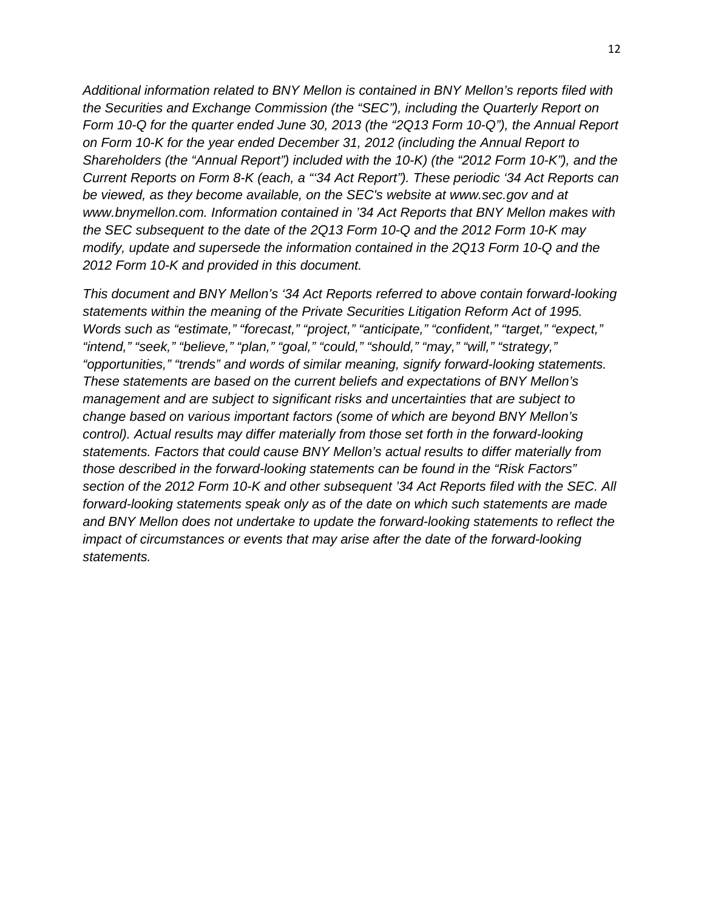*Additional information related to BNY Mellon is contained in BNY Mellon's reports filed with the Securities and Exchange Commission (the "SEC"), including the Quarterly Report on Form 10-Q for the quarter ended June 30, 2013 (the "2Q13 Form 10-Q"), the Annual Report on Form 10-K for the year ended December 31, 2012 (including the Annual Report to Shareholders (the "Annual Report") included with the 10-K) (the "2012 Form 10-K"), and the Current Reports on Form 8-K (each, a "'34 Act Report"). These periodic '34 Act Reports can be viewed, as they become available, on the SEC's website at www.sec.gov and at www.bnymellon.com. Information contained in '34 Act Reports that BNY Mellon makes with the SEC subsequent to the date of the 2Q13 Form 10-Q and the 2012 Form 10-K may modify, update and supersede the information contained in the 2Q13 Form 10-Q and the 2012 Form 10-K and provided in this document.*

*This document and BNY Mellon's '34 Act Reports referred to above contain forward-looking statements within the meaning of the Private Securities Litigation Reform Act of 1995. Words such as "estimate," "forecast," "project," "anticipate," "confident," "target," "expect," "intend," "seek," "believe," "plan," "goal," "could," "should," "may," "will," "strategy," "opportunities," "trends" and words of similar meaning, signify forward-looking statements. These statements are based on the current beliefs and expectations of BNY Mellon's management and are subject to significant risks and uncertainties that are subject to change based on various important factors (some of which are beyond BNY Mellon's control). Actual results may differ materially from those set forth in the forward-looking statements. Factors that could cause BNY Mellon's actual results to differ materially from those described in the forward-looking statements can be found in the "Risk Factors" section of the 2012 Form 10-K and other subsequent '34 Act Reports filed with the SEC. All forward-looking statements speak only as of the date on which such statements are made and BNY Mellon does not undertake to update the forward-looking statements to reflect the impact of circumstances or events that may arise after the date of the forward-looking statements.*